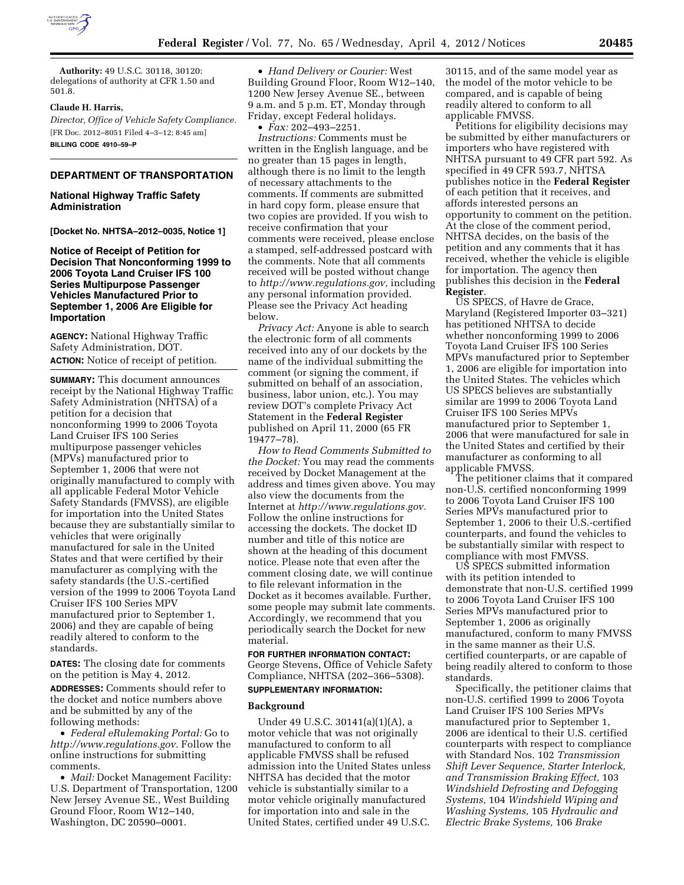**Authority:** 49 U.S.C. 30118, 30120: delegations of authority at CFR 1.50 and 501.8.

**Claude H. Harris,**

*Director, Office of Vehicle Safety Compliance.*

[FR Doc. 2012–8051 Filed 4–3–12; 8:45 am]

**BILLING CODE 4910–59–P**

## DEPARTMENT OF TRANSPORTATION

### National Highway Traffic Safety Administration

**[Docket No. NHTSA–2012–0035, Notice 1]**

### Notice of Receipt of Petition for Decision That Nonconforming 1999 to 2006 Toyota Land Cruiser IFS 100 Series Multipurpose Passenger Vehicles Manufactured Prior to September 1, 2006 Are Eligible for Importation

**AGENCY:** National Highway Traffic Safety Administration, DOT.

**ACTION:** Notice of receipt of petition.

**SUMMARY:** This document announces receipt by the National Highway Traffic Safety Administration (NHTSA) of a petition for a decision that nonconforming 1999 to 2006 Toyota Land Cruiser IFS 100 Series multipurpose passenger vehicles (MPVs) manufactured prior to September 1, 2006 that were not originally manufactured to comply with all applicable Federal Motor Vehicle Safety Standards (FMVSS), are eligible for importation into the United States because they are substantially similar to vehicles that were originally manufactured for sale in the United States and that were certified by their manufacturer as complying with the safety standards (the U.S.-certified version of the 1999 to 2006 Toyota Land Cruiser IFS 100 Series MPV manufactured prior to September 1, 2006) and they are capable of being readily altered to conform to the standards.

**DATES:** The closing date for comments on the petition is May 4, 2012.

**ADDRESSES:** Comments should refer to the docket and notice numbers above and be submitted by any of the following methods:

- *Federal eRulemaking Portal:* Go to *http://www.regulations.gov.* Follow the online instructions for submitting comments.
- *Mail:* Docket Management Facility: U.S. Department of Transportation, 1200 New Jersey Avenue SE., West Building Ground Floor, Room W12–140, Washington, DC 20590–0001.
- *Hand Delivery or Courier:* West Building Ground Floor, Room W12–140, 1200 New Jersey Avenue SE., between 9 a.m. and 5 p.m. ET, Monday through Friday, except Federal holidays.
- *Fax:* 202–493–2251.

*Instructions:* Comments must be written in the English language, and be no greater than 15 pages in length, although there is no limit to the length of necessary attachments to the comments. If comments are submitted in hard copy form, please ensure that two copies are provided. If you wish to receive confirmation that your comments were received, please enclose a stamped, self-addressed postcard with the comments. Note that all comments received will be posted without change to *http://www.regulations.gov,* including any personal information provided. Please see the Privacy Act heading below.

*Privacy Act:* Anyone is able to search the electronic form of all comments received into any of our dockets by the name of the individual submitting the comment (or signing the comment, if submitted on behalf of an association, business, labor union, etc.). You may review DOT's complete Privacy Act Statement in the **Federal Register** published on April 11, 2000 (65 FR 19477–78).

*How to Read Comments Submitted to the Docket:* You may read the comments received by Docket Management at the address and times given above. You may also view the documents from the Internet at *http://www.regulations.gov.* Follow the online instructions for accessing the dockets. The docket ID number and title of this notice are shown at the heading of this document notice. Please note that even after the comment closing date, we will continue to file relevant information in the Docket as it becomes available. Further, some people may submit late comments. Accordingly, we recommend that you periodically search the Docket for new material.

**FOR FURTHER INFORMATION CONTACT:** George Stevens, Office of Vehicle Safety Compliance, NHTSA (202–366–5308).

**SUPPLEMENTARY INFORMATION:**

#### Background

Under 49 U.S.C. 30141(a)(1)(A), a motor vehicle that was not originally manufactured to conform to all applicable FMVSS shall be refused admission into the United States unless NHTSA has decided that the motor vehicle is substantially similar to a motor vehicle originally manufactured for importation into and sale in the United States, certified under 49 U.S.C. 30115, and of the same model year as the model of the motor vehicle to be compared, and is capable of being readily altered to conform to all applicable FMVSS.

Petitions for eligibility decisions may be submitted by either manufacturers or importers who have registered with NHTSA pursuant to 49 CFR part 592. As specified in 49 CFR 593.7, NHTSA publishes notice in the **Federal Register** of each petition that it receives, and affords interested persons an opportunity to comment on the petition. At the close of the comment period, NHTSA decides, on the basis of the petition and any comments that it has received, whether the vehicle is eligible for importation. The agency then publishes this decision in the **Federal Register**.

US SPECS, of Havre de Grace, Maryland (Registered Importer 03–321) has petitioned NHTSA to decide whether nonconforming 1999 to 2006 Toyota Land Cruiser IFS 100 Series MPVs manufactured prior to September 1, 2006 are eligible for importation into the United States. The vehicles which US SPECS believes are substantially similar are 1999 to 2006 Toyota Land Cruiser IFS 100 Series MPVs manufactured prior to September 1, 2006 that were manufactured for sale in the United States and certified by their manufacturer as conforming to all applicable FMVSS.

The petitioner claims that it compared non-U.S. certified nonconforming 1999 to 2006 Toyota Land Cruiser IFS 100 Series MPVs manufactured prior to September 1, 2006 to their U.S.-certified counterparts, and found the vehicles to be substantially similar with respect to compliance with most FMVSS.

US SPECS submitted information with its petition intended to demonstrate that non-U.S. certified 1999 to 2006 Toyota Land Cruiser IFS 100 Series MPVs manufactured prior to September 1, 2006 as originally manufactured, conform to many FMVSS in the same manner as their U.S. certified counterparts, or are capable of being readily altered to conform to those standards.

Specifically, the petitioner claims that non-U.S. certified 1999 to 2006 Toyota Land Cruiser IFS 100 Series MPVs manufactured prior to September 1, 2006 are identical to their U.S. certified counterparts with respect to compliance with Standard Nos. 102 *Transmission Shift Lever Sequence, Starter Interlock, and Transmission Braking Effect,* 103 *Windshield Defrosting and Defogging Systems,* 104 *Windshield Wiping and Washing Systems,* 105 *Hydraulic and Electric Brake Systems,* 106 *Brake*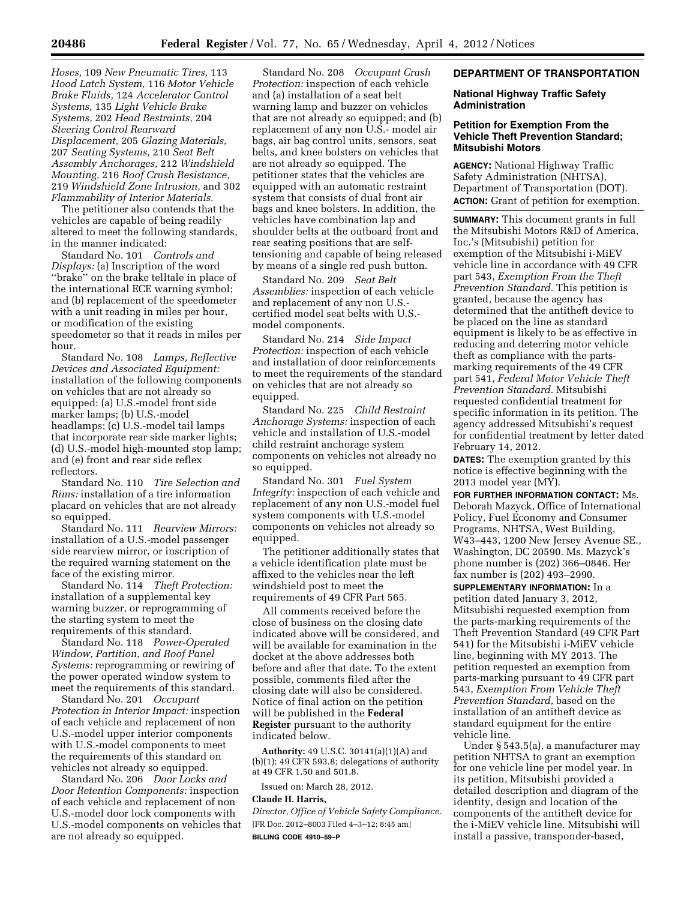*Hoses,* 109 *New Pneumatic Tires,* 113 *Hood Latch System,* 116 *Motor Vehicle Brake Fluids,* 124 *Accelerator Control Systems,* 135 *Light Vehicle Brake Systems,* 202 *Head Restraints,* 204 *Steering Control Rearward Displacement,* 205 *Glazing Materials,* 207 *Seating Systems,* 210 *Seat Belt Assembly Anchorages,* 212 *Windshield Mounting,* 216 *Roof Crush Resistance,* 219 *Windshield Zone Intrusion,* and 302 *Flammability of Interior Materials.*

The petitioner also contends that the vehicles are capable of being readily altered to meet the following standards, in the manner indicated:

Standard No. 101 *Controls and Displays:* (a) Inscription of the word ''brake'' on the brake telltale in place of the international ECE warning symbol; and (b) replacement of the speedometer with a unit reading in miles per hour, or modification of the existing speedometer so that it reads in miles per hour.

Standard No. 108 *Lamps, Reflective Devices and Associated Equipment:* installation of the following components on vehicles that are not already so equipped: (a) U.S.-model front side marker lamps; (b) U.S.-model headlamps; (c) U.S.-model tail lamps that incorporate rear side marker lights; (d) U.S.-model high-mounted stop lamp; and (e) front and rear side reflex reflectors.

Standard No. 110 *Tire Selection and Rims:* installation of a tire information placard on vehicles that are not already so equipped.

Standard No. 111 *Rearview Mirrors:* installation of a U.S.-model passenger side rearview mirror, or inscription of the required warning statement on the face of the existing mirror.

Standard No. 114 *Theft Protection:* installation of a supplemental key warning buzzer, or reprogramming of the starting system to meet the requirements of this standard.

Standard No. 118 *Power-Operated Window, Partition, and Roof Panel Systems:* reprogramming or rewiring of the power operated window system to meet the requirements of this standard.

Standard No. 201 *Occupant Protection in Interior Impact:* inspection of each vehicle and replacement of non U.S.-model upper interior components with U.S.-model components to meet the requirements of this standard on vehicles not already so equipped.

Standard No. 206 *Door Locks and Door Retention Components:* inspection of each vehicle and replacement of non U.S.-model door lock components with U.S.-model components on vehicles that are not already so equipped.

Standard No. 208 *Occupant Crash Protection:* inspection of each vehicle and (a) installation of a seat belt warning lamp and buzzer on vehicles that are not already so equipped; and (b) replacement of any non U.S.- model air bags, air bag control units, sensors, seat belts, and knee bolsters on vehicles that are not already so equipped. The petitioner states that the vehicles are equipped with an automatic restraint system that consists of dual front air bags and knee bolsters. In addition, the vehicles have combination lap and shoulder belts at the outboard front and rear seating positions that are self-tensioning and capable of being released by means of a single red push button.

Standard No. 209 *Seat Belt Assemblies:* inspection of each vehicle and replacement of any non U.S.-certified model seat belts with U.S.-model components.

Standard No. 214 *Side Impact Protection:* inspection of each vehicle and installation of door reinforcements to meet the requirements of the standard on vehicles that are not already so equipped.

Standard No. 225 *Child Restraint Anchorage Systems:* inspection of each vehicle and installation of U.S.-model child restraint anchorage system components on vehicles not already no so equipped.

Standard No. 301 *Fuel System Integrity:* inspection of each vehicle and replacement of any non U.S.-model fuel system components with U.S.-model components on vehicles not already so equipped.

The petitioner additionally states that a vehicle identification plate must be affixed to the vehicles near the left windshield post to meet the requirements of 49 CFR Part 565.

All comments received before the close of business on the closing date indicated above will be considered, and will be available for examination in the docket at the above addresses both before and after that date. To the extent possible, comments filed after the closing date will also be considered. Notice of final action on the petition will be published in the **Federal Register** pursuant to the authority indicated below.

**Authority:** 49 U.S.C. 30141(a)(1)(A) and (b)(1); 49 CFR 593.8; delegations of authority at 49 CFR 1.50 and 501.8.

Issued on: March 28, 2012.

**Claude H. Harris,**

*Director, Office of Vehicle Safety Compliance.*

[FR Doc. 2012–8003 Filed 4–3–12; 8:45 am]

**BILLING CODE 4910–59–P**

## DEPARTMENT OF TRANSPORTATION

### National Highway Traffic Safety Administration

### Petition for Exemption From the Vehicle Theft Prevention Standard; Mitsubishi Motors

**AGENCY:** National Highway Traffic Safety Administration (NHTSA), Department of Transportation (DOT).

**ACTION:** Grant of petition for exemption.

**SUMMARY:** This document grants in full the Mitsubishi Motors R&D of America, Inc.'s (Mitsubishi) petition for exemption of the Mitsubishi i-MiEV vehicle line in accordance with 49 CFR part 543, *Exemption From the Theft Prevention Standard.* This petition is granted, because the agency has determined that the antitheft device to be placed on the line as standard equipment is likely to be as effective in reducing and deterring motor vehicle theft as compliance with the parts-marking requirements of the 49 CFR part 541, *Federal Motor Vehicle Theft Prevention Standard.* Mitsubishi requested confidential treatment for specific information in its petition. The agency addressed Mitsubishi's request for confidential treatment by letter dated February 14, 2012.

**DATES:** The exemption granted by this notice is effective beginning with the 2013 model year (MY).

**FOR FURTHER INFORMATION CONTACT:** Ms. Deborah Mazyck, Office of International Policy, Fuel Economy and Consumer Programs, NHTSA, West Building, W43–443, 1200 New Jersey Avenue SE., Washington, DC 20590. Ms. Mazyck's phone number is (202) 366–0846. Her fax number is (202) 493–2990.

**SUPPLEMENTARY INFORMATION:** In a petition dated January 3, 2012, Mitsubishi requested exemption from the parts-marking requirements of the Theft Prevention Standard (49 CFR Part 541) for the Mitsubishi i-MiEV vehicle line, beginning with MY 2013. The petition requested an exemption from parts-marking pursuant to 49 CFR part 543, *Exemption From Vehicle Theft Prevention Standard,* based on the installation of an antitheft device as standard equipment for the entire vehicle line.

Under § 543.5(a), a manufacturer may petition NHTSA to grant an exemption for one vehicle line per model year. In its petition, Mitsubishi provided a detailed description and diagram of the identity, design and location of the components of the antitheft device for the i-MiEV vehicle line. Mitsubishi will install a passive, transponder-based,